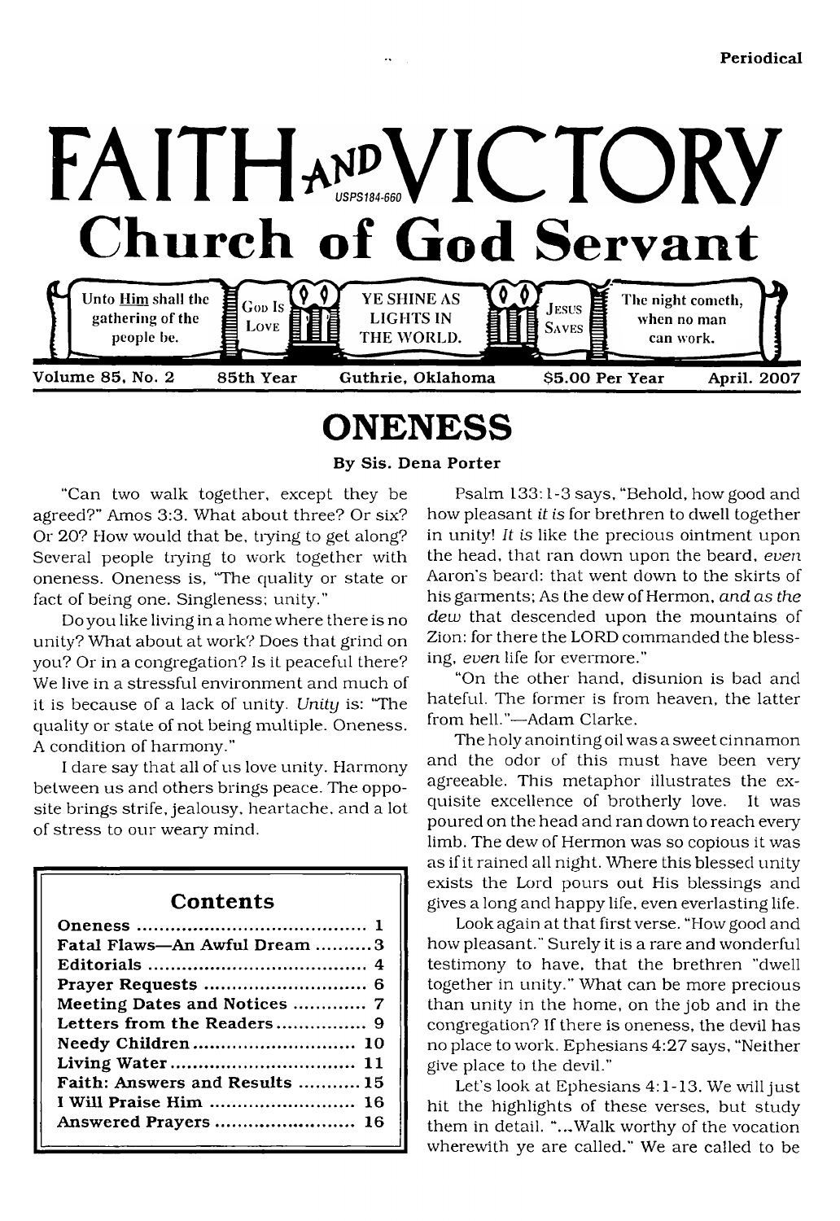Periodical

# FAITH AND VICTORY

USPS184-660

## Church of God Servant

Unto Him shall the gathering of the people be. | God Is Love | YE SHINE AS LIGHTS IN THE WORLD. | Jesus Saves | The night cometh, when no man can work.

Volume 85, No. 2 | 85th Year | Guthrie, Oklahoma | $5.00 Per Year | April. 2007

# ONENESS

**By Sis. Dena Porter**

"Can two walk together, except they be agreed?" Amos 3:3. What about three? Or six? Or 20? How would that be, trying to get along? Several people trying to work together with oneness. Oneness is, "The quality or state or fact of being one. Singleness; unity."

Do you like living in a home where there is no unity? What about at work? Does that grind on you? Or in a congregation? Is it peaceful there? We live in a stressful environment and much of it is because of a lack of unity. *Unity* is: "The quality or state of not being multiple. Oneness. A condition of harmony."

I dare say that all of us love unity. Harmony between us and others brings peace. The opposite brings strife, jealousy, heartache, and a lot of stress to our weary mind.

## Contents

| | |
|---|---|
| **Oneness** | **1** |
| **Fatal Flaws—An Awful Dream** | **3** |
| **Editorials** | **4** |
| **Prayer Requests** | **6** |
| **Meeting Dates and Notices** | **7** |
| **Letters from the Readers** | **9** |
| **Needy Children** | **10** |
| **Living Water** | **11** |
| **Faith: Answers and Results** | **15** |
| **I Will Praise Him** | **16** |
| **Answered Prayers** | **16** |

Psalm 133:1-3 says, "Behold, how good and how pleasant *it is* for brethren to dwell together in unity! *It is* like the precious ointment upon the head, that ran down upon the beard, *even* Aaron's beard: that went down to the skirts of his garments; As the dew of Hermon, *and as the dew* that descended upon the mountains of Zion: for there the LORD commanded the blessing, *even* life for evermore."

"On the other hand, disunion is bad and hateful. The former is from heaven, the latter from hell."—Adam Clarke.

The holy anointing oil was a sweet cinnamon and the odor of this must have been very agreeable. This metaphor illustrates the exquisite excellence of brotherly love. It was poured on the head and ran down to reach every limb. The dew of Hermon was so copious it was as if it rained all night. Where this blessed unity exists the Lord pours out His blessings and gives a long and happy life, even everlasting life.

Look again at that first verse. "How good and how pleasant." Surely it is a rare and wonderful testimony to have, that the brethren "dwell together in unity." What can be more precious than unity in the home, on the job and in the congregation? If there is oneness, the devil has no place to work. Ephesians 4:27 says, "Neither give place to the devil."

Let's look at Ephesians 4:1-13. We will just hit the highlights of these verses, but study them in detail. "...Walk worthy of the vocation wherewith ye are called." We are called to be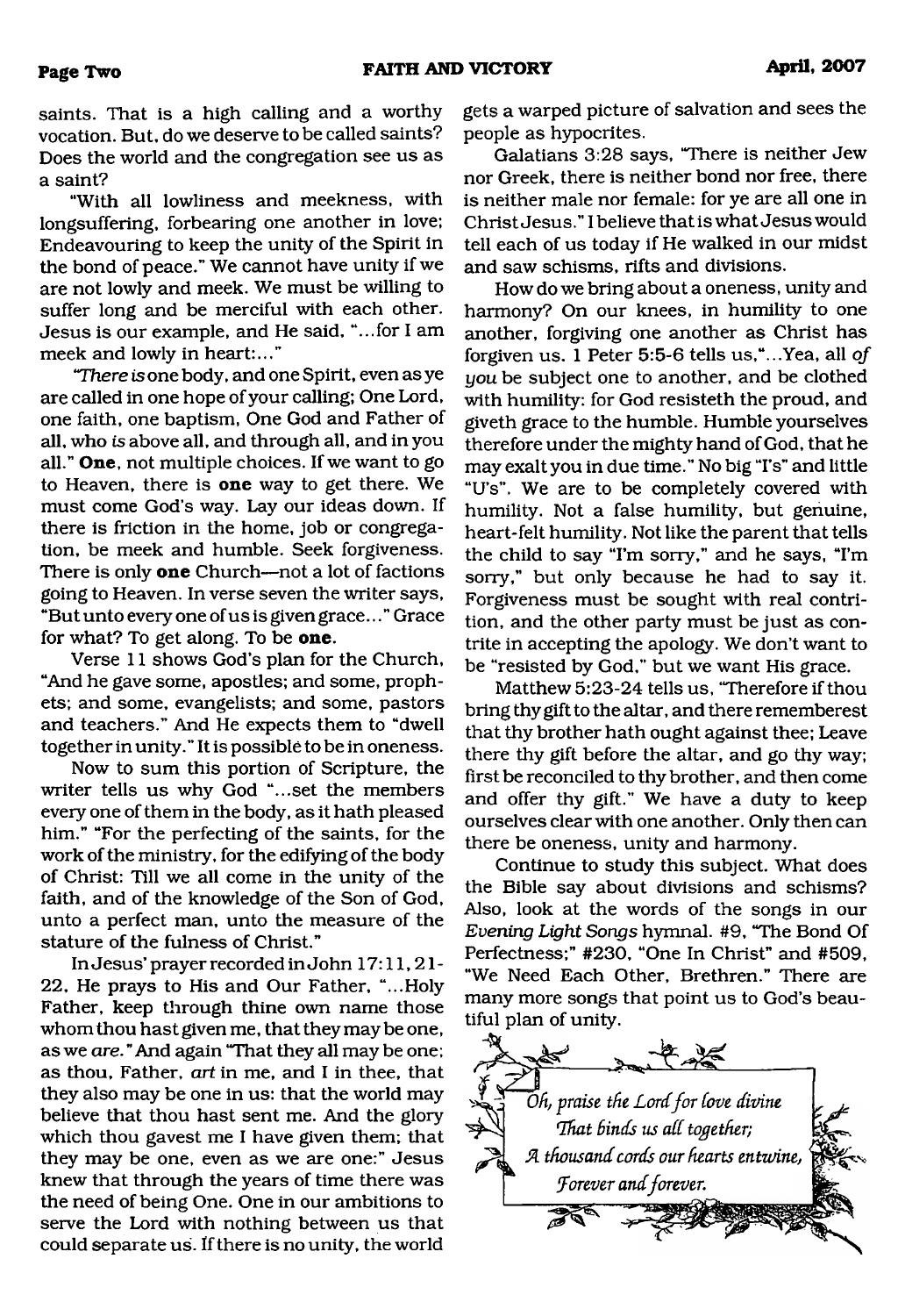saints. That is a high calling and a worthy vocation. But, do we deserve to be called saints? Does the world and the congregation see us as a saint?

"With all lowliness and meekness, with longsuffering, forbearing one another in love; Endeavouring to keep the unity of the Spirit in the bond of peace." We cannot have unity if we are not lowly and meek. We must be willing to suffer long and be merciful with each other. Jesus is our example, and He said, "...for I am meek and lowly in heart:..."

"*There is* one body, and one Spirit, even as ye are called in one hope of your calling; One Lord, one faith, one baptism, One God and Father of all, who *is* above all, and through all, and in you all." **One**, not multiple choices. If we want to go to Heaven, there is **one** way to get there. We must come God's way. Lay our ideas down. If there is friction in the home, job or congregation, be meek and humble. Seek forgiveness. There is only **one** Church—not a lot of factions going to Heaven. In verse seven the writer says, "But unto every one of us is given grace..." Grace for what? To get along. To be **one**.

Verse 11 shows God's plan for the Church, "And he gave some, apostles; and some, prophets; and some, evangelists; and some, pastors and teachers." And He expects them to "dwell together in unity." It is possible to be in oneness.

Now to sum this portion of Scripture, the writer tells us why God "...set the members every one of them in the body, as it hath pleased him." "For the perfecting of the saints, for the work of the ministry, for the edifying of the body of Christ: Till we all come in the unity of the faith, and of the knowledge of the Son of God, unto a perfect man, unto the measure of the stature of the fulness of Christ."

In Jesus' prayer recorded in John 17:11, 21-22, He prays to His and Our Father, "...Holy Father, keep through thine own name those whom thou hast given me, that they may be one, as we *are*." And again "That they all may be one; as thou, Father, *art* in me, and I in thee, that they also may be one in us: that the world may believe that thou hast sent me. And the glory which thou gavest me I have given them; that they may be one, even as we are one:" Jesus knew that through the years of time there was the need of being One. One in our ambitions to serve the Lord with nothing between us that could separate us. If there is no unity, the world gets a warped picture of salvation and sees the people as hypocrites.

Galatians 3:28 says, "There is neither Jew nor Greek, there is neither bond nor free, there is neither male nor female: for ye are all one in Christ Jesus." I believe that is what Jesus would tell each of us today if He walked in our midst and saw schisms, rifts and divisions.

How do we bring about a oneness, unity and harmony? On our knees, in humility to one another, forgiving one another as Christ has forgiven us. 1 Peter 5:5-6 tells us, "...Yea, all *of you* be subject one to another, and be clothed with humility: for God resisteth the proud, and giveth grace to the humble. Humble yourselves therefore under the mighty hand of God, that he may exalt you in due time." No big "I's" and little "U's". We are to be completely covered with humility. Not a false humility, but genuine, heart-felt humility. Not like the parent that tells the child to say "I'm sorry," and he says, "I'm sorry," but only because he had to say it. Forgiveness must be sought with real contrition, and the other party must be just as contrite in accepting the apology. We don't want to be "resisted by God," but we want His grace.

Matthew 5:23-24 tells us, "Therefore if thou bring thy gift to the altar, and there rememberest that thy brother hath ought against thee; Leave there thy gift before the altar, and go thy way; first be reconciled to thy brother, and then come and offer thy gift." We have a duty to keep ourselves clear with one another. Only then can there be oneness, unity and harmony.

Continue to study this subject. What does the Bible say about divisions and schisms? Also, look at the words of the songs in our *Evening Light Songs* hymnal. #9, "The Bond Of Perfectness;" #230, "One In Christ" and #509, "We Need Each Other, Brethren." There are many more songs that point us to God's beautiful plan of unity.

*Oh, praise the Lord for love divine*
*That binds us all together;*
*A thousand cords our hearts entwine,*
*Forever and forever.*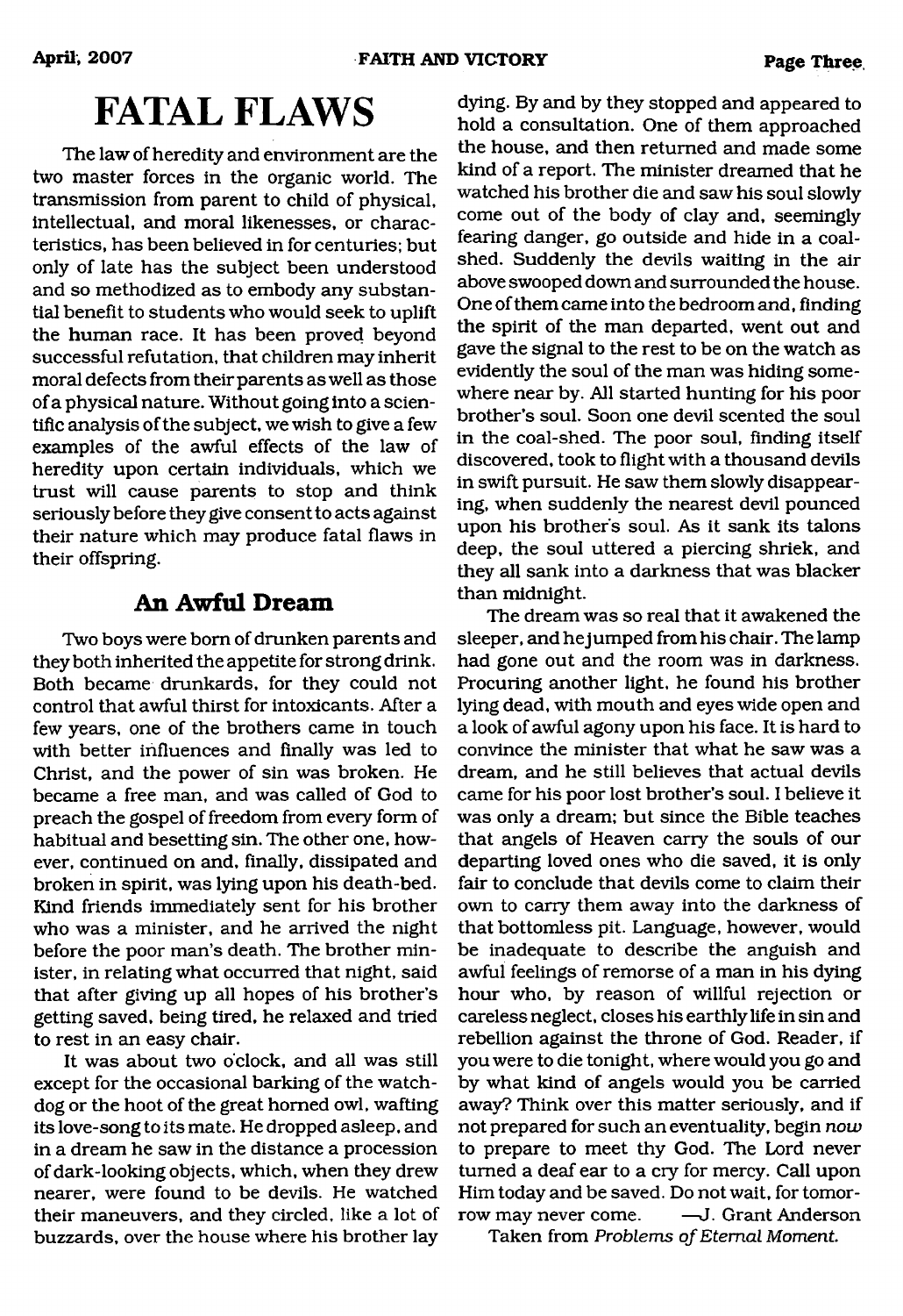# FATAL FLAWS

The law of heredity and environment are the two master forces in the organic world. The transmission from parent to child of physical, intellectual, and moral likenesses, or characteristics, has been believed in for centuries; but only of late has the subject been understood and so methodized as to embody any substantial benefit to students who would seek to uplift the human race. It has been proved beyond successful refutation, that children may inherit moral defects from their parents as well as those of a physical nature. Without going into a scientific analysis of the subject, we wish to give a few examples of the awful effects of the law of heredity upon certain individuals, which we trust will cause parents to stop and think seriously before they give consent to acts against their nature which may produce fatal flaws in their offspring.

## An Awful Dream

Two boys were born of drunken parents and they both inherited the appetite for strong drink. Both became drunkards, for they could not control that awful thirst for intoxicants. After a few years, one of the brothers came in touch with better influences and finally was led to Christ, and the power of sin was broken. He became a free man, and was called of God to preach the gospel of freedom from every form of habitual and besetting sin. The other one, however, continued on and, finally, dissipated and broken in spirit, was lying upon his death-bed. Kind friends immediately sent for his brother who was a minister, and he arrived the night before the poor man's death. The brother minister, in relating what occurred that night, said that after giving up all hopes of his brother's getting saved, being tired, he relaxed and tried to rest in an easy chair.

It was about two o'clock, and all was still except for the occasional barking of the watchdog or the hoot of the great horned owl, wafting its love-song to its mate. He dropped asleep, and in a dream he saw in the distance a procession of dark-looking objects, which, when they drew nearer, were found to be devils. He watched their maneuvers, and they circled, like a lot of buzzards, over the house where his brother lay dying. By and by they stopped and appeared to hold a consultation. One of them approached the house, and then returned and made some kind of a report. The minister dreamed that he watched his brother die and saw his soul slowly come out of the body of clay and, seemingly fearing danger, go outside and hide in a coal-shed. Suddenly the devils waiting in the air above swooped down and surrounded the house. One of them came into the bedroom and, finding the spirit of the man departed, went out and gave the signal to the rest to be on the watch as evidently the soul of the man was hiding somewhere near by. All started hunting for his poor brother's soul. Soon one devil scented the soul in the coal-shed. The poor soul, finding itself discovered, took to flight with a thousand devils in swift pursuit. He saw them slowly disappearing, when suddenly the nearest devil pounced upon his brother's soul. As it sank its talons deep, the soul uttered a piercing shriek, and they all sank into a darkness that was blacker than midnight.

The dream was so real that it awakened the sleeper, and he jumped from his chair. The lamp had gone out and the room was in darkness. Procuring another light, he found his brother lying dead, with mouth and eyes wide open and a look of awful agony upon his face. It is hard to convince the minister that what he saw was a dream, and he still believes that actual devils came for his poor lost brother's soul. I believe it was only a dream; but since the Bible teaches that angels of Heaven carry the souls of our departing loved ones who die saved, it is only fair to conclude that devils come to claim their own to carry them away into the darkness of that bottomless pit. Language, however, would be inadequate to describe the anguish and awful feelings of remorse of a man in his dying hour who, by reason of willful rejection or careless neglect, closes his earthly life in sin and rebellion against the throne of God. Reader, if you were to die tonight, where would you go and by what kind of angels would you be carried away? Think over this matter seriously, and if not prepared for such an eventuality, begin *now* to prepare to meet thy God. The Lord never turned a deaf ear to a cry for mercy. Call upon Him today and be saved. Do not wait, for tomorrow may never come. —J. Grant Anderson

Taken from *Problems of Eternal Moment.*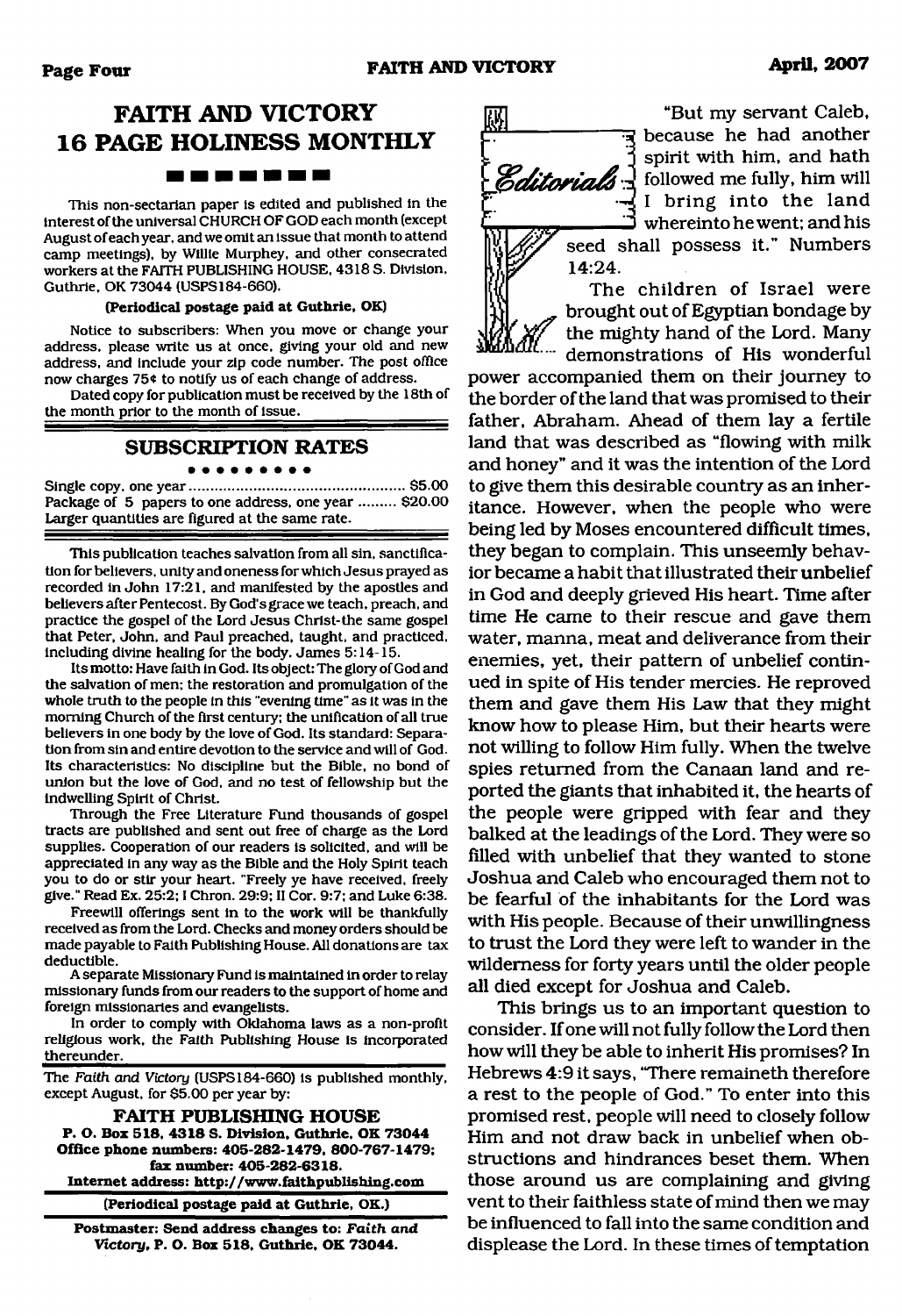## FAITH AND VICTORY 16 PAGE HOLINESS MONTHLY

This non-sectarian paper is edited and published in the interest of the universal CHURCH OF GOD each month (except August of each year, and we omit an issue that month to attend camp meetings), by Willie Murphey, and other consecrated workers at the FAITH PUBLISHING HOUSE, 4318 S. Division, Guthrie, OK 73044 (USPS184-660).

**(Periodical postage paid at Guthrie, OK)**

Notice to subscribers: When you move or change your address, please write us at once, giving your old and new address, and include your zip code number. The post office now charges 75¢ to notify us of each change of address.

Dated copy for publication must be received by the 18th of the month prior to the month of issue.

### SUBSCRIPTION RATES

Single copy, one year ............................................ $5.00
Package of 5 papers to one address, one year ......... $20.00
Larger quantities are figured at the same rate.

This publication teaches salvation from all sin, sanctification for believers, unity and oneness for which Jesus prayed as recorded in John 17:21, and manifested by the apostles and believers after Pentecost. By God's grace we teach, preach, and practice the gospel of the Lord Jesus Christ-the same gospel that Peter, John, and Paul preached, taught, and practiced, including divine healing for the body. James 5:14-15.

Its motto: Have faith in God. Its object: The glory of God and the salvation of men; the restoration and promulgation of the whole truth to the people in this "evening time" as it was in the morning Church of the first century; the unification of all true believers in one body by the love of God. Its standard: Separation from sin and entire devotion to the service and will of God. Its characteristics: No discipline but the Bible, no bond of union but the love of God, and no test of fellowship but the indwelling Spirit of Christ.

Through the Free Literature Fund thousands of gospel tracts are published and sent out free of charge as the Lord supplies. Cooperation of our readers is solicited, and will be appreciated in any way as the Bible and the Holy Spirit teach you to do or stir your heart. "Freely ye have received, freely give." Read Ex. 25:2; I Chron. 29:9; II Cor. 9:7; and Luke 6:38.

Freewill offerings sent in to the work will be thankfully received as from the Lord. Checks and money orders should be made payable to Faith Publishing House. All donations are tax deductible.

A separate Missionary Fund is maintained in order to relay missionary funds from our readers to the support of home and foreign missionaries and evangelists.

In order to comply with Oklahoma laws as a non-profit religious work, the Faith Publishing House is incorporated thereunder.

The *Faith and Victory* (USPS184-660) is published monthly, except August, for $5.00 per year by:

**FAITH PUBLISHING HOUSE**
**P. O. Box 518, 4318 S. Division, Guthrie, OK 73044**
**Office phone numbers: 405-282-1479, 800-767-1479; fax number: 405-282-6318.**
**Internet address: http://www.faithpublishing.com**

**(Periodical postage paid at Guthrie, OK.)**

**Postmaster: Send address changes to: *Faith and Victory*, P. O. Box 518, Guthrie, OK 73044.**

## Editorials

"But my servant Caleb, because he had another spirit with him, and hath followed me fully, him will I bring into the land whereinto he went; and his seed shall possess it." Numbers 14:24.

The children of Israel were brought out of Egyptian bondage by the mighty hand of the Lord. Many demonstrations of His wonderful power accompanied them on their journey to the border of the land that was promised to their father, Abraham. Ahead of them lay a fertile land that was described as "flowing with milk and honey" and it was the intention of the Lord to give them this desirable country as an inheritance. However, when the people who were being led by Moses encountered difficult times, they began to complain. This unseemly behavior became a habit that illustrated their unbelief in God and deeply grieved His heart. Time after time He came to their rescue and gave them water, manna, meat and deliverance from their enemies, yet, their pattern of unbelief continued in spite of His tender mercies. He reproved them and gave them His Law that they might know how to please Him, but their hearts were not willing to follow Him fully. When the twelve spies returned from the Canaan land and reported the giants that inhabited it, the hearts of the people were gripped with fear and they balked at the leadings of the Lord. They were so filled with unbelief that they wanted to stone Joshua and Caleb who encouraged them not to be fearful of the inhabitants for the Lord was with His people. Because of their unwillingness to trust the Lord they were left to wander in the wilderness for forty years until the older people all died except for Joshua and Caleb.

This brings us to an important question to consider. If one will not fully follow the Lord then how will they be able to inherit His promises? In Hebrews 4:9 it says, "There remaineth therefore a rest to the people of God." To enter into this promised rest, people will need to closely follow Him and not draw back in unbelief when obstructions and hindrances beset them. When those around us are complaining and giving vent to their faithless state of mind then we may be influenced to fall into the same condition and displease the Lord. In these times of temptation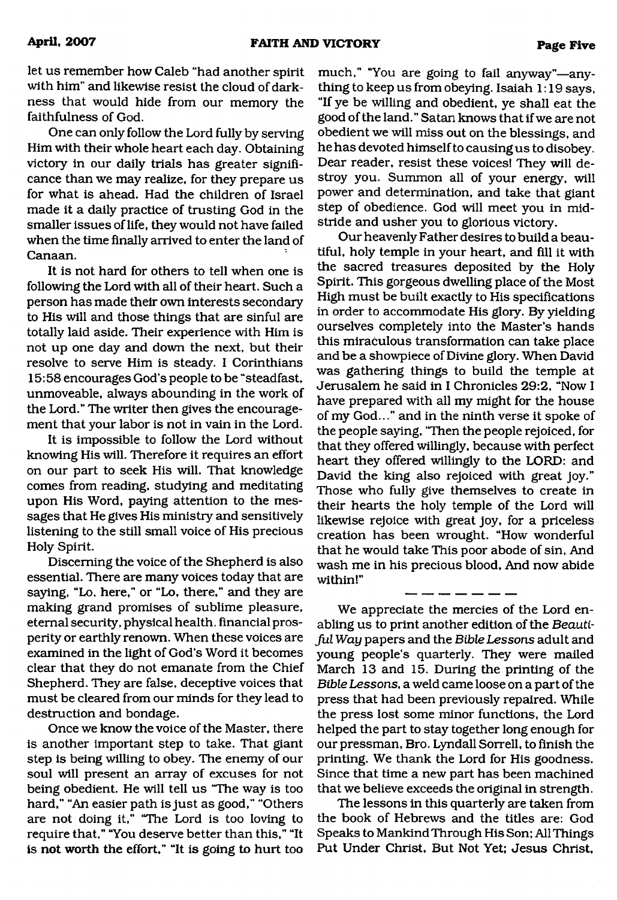let us remember how Caleb "had another spirit with him" and likewise resist the cloud of darkness that would hide from our memory the faithfulness of God.

One can only follow the Lord fully by serving Him with their whole heart each day. Obtaining victory in our daily trials has greater significance than we may realize, for they prepare us for what is ahead. Had the children of Israel made it a daily practice of trusting God in the smaller issues of life, they would not have failed when the time finally arrived to enter the land of Canaan.

It is not hard for others to tell when one is following the Lord with all of their heart. Such a person has made their own interests secondary to His will and those things that are sinful are totally laid aside. Their experience with Him is not up one day and down the next, but their resolve to serve Him is steady. I Corinthians 15:58 encourages God's people to be "steadfast, unmoveable, always abounding in the work of the Lord." The writer then gives the encouragement that your labor is not in vain in the Lord.

It is impossible to follow the Lord without knowing His will. Therefore it requires an effort on our part to seek His will. That knowledge comes from reading, studying and meditating upon His Word, paying attention to the messages that He gives His ministry and sensitively listening to the still small voice of His precious Holy Spirit.

Discerning the voice of the Shepherd is also essential. There are many voices today that are saying, "Lo, here," or "Lo, there," and they are making grand promises of sublime pleasure, eternal security, physical health, financial prosperity or earthly renown. When these voices are examined in the light of God's Word it becomes clear that they do not emanate from the Chief Shepherd. They are false, deceptive voices that must be cleared from our minds for they lead to destruction and bondage.

Once we know the voice of the Master, there is another important step to take. That giant step is being willing to obey. The enemy of our soul will present an array of excuses for not being obedient. He will tell us "The way is too hard," "An easier path is just as good," "Others are not doing it," "The Lord is too loving to require that," "You deserve better than this," "It is not worth the effort," "It is going to hurt too much," "You are going to fail anyway"—anything to keep us from obeying. Isaiah 1:19 says, "If ye be willing and obedient, ye shall eat the good of the land." Satan knows that if we are not obedient we will miss out on the blessings, and he has devoted himself to causing us to disobey. Dear reader, resist these voices! They will destroy you. Summon all of your energy, will power and determination, and take that giant step of obedience. God will meet you in midstride and usher you to glorious victory.

Our heavenly Father desires to build a beautiful, holy temple in your heart, and fill it with the sacred treasures deposited by the Holy Spirit. This gorgeous dwelling place of the Most High must be built exactly to His specifications in order to accommodate His glory. By yielding ourselves completely into the Master's hands this miraculous transformation can take place and be a showpiece of Divine glory. When David was gathering things to build the temple at Jerusalem he said in I Chronicles 29:2, "Now I have prepared with all my might for the house of my God..." and in the ninth verse it spoke of the people saying, "Then the people rejoiced, for that they offered willingly, because with perfect heart they offered willingly to the LORD: and David the king also rejoiced with great joy." Those who fully give themselves to create in their hearts the holy temple of the Lord will likewise rejoice with great joy, for a priceless creation has been wrought. "How wonderful that he would take This poor abode of sin, And wash me in his precious blood, And now abide within!"

---

We appreciate the mercies of the Lord enabling us to print another edition of the *Beautiful Way* papers and the *Bible Lessons* adult and young people's quarterly. They were mailed March 13 and 15. During the printing of the *Bible Lessons*, a weld came loose on a part of the press that had been previously repaired. While the press lost some minor functions, the Lord helped the part to stay together long enough for our pressman, Bro. Lyndall Sorrell, to finish the printing. We thank the Lord for His goodness. Since that time a new part has been machined that we believe exceeds the original in strength.

The lessons in this quarterly are taken from the book of Hebrews and the titles are: God Speaks to Mankind Through His Son; All Things Put Under Christ, But Not Yet; Jesus Christ,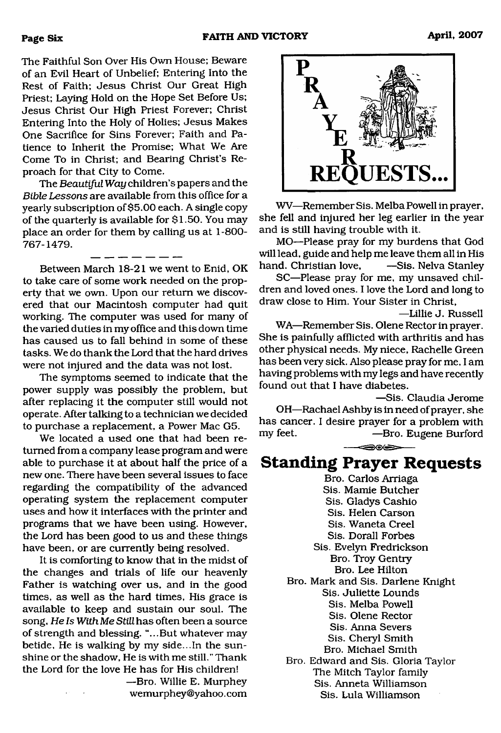The Faithful Son Over His Own House; Beware of an Evil Heart of Unbelief; Entering Into the Rest of Faith; Jesus Christ Our Great High Priest; Laying Hold on the Hope Set Before Us; Jesus Christ Our High Priest Forever; Christ Entering Into the Holy of Holies; Jesus Makes One Sacrifice for Sins Forever; Faith and Patience to Inherit the Promise; What We Are Come To in Christ; and Bearing Christ's Reproach for that City to Come.

The *Beautiful Way* children's papers and the *Bible Lessons* are available from this office for a yearly subscription of $5.00 each. A single copy of the quarterly is available for $1.50. You may place an order for them by calling us at 1-800-767-1479.

---

Between March 18-21 we went to Enid, OK to take care of some work needed on the property that we own. Upon our return we discovered that our Macintosh computer had quit working. The computer was used for many of the varied duties in my office and this down time has caused us to fall behind in some of these tasks. We do thank the Lord that the hard drives were not injured and the data was not lost.

The symptoms seemed to indicate that the power supply was possibly the problem, but after replacing it the computer still would not operate. After talking to a technician we decided to purchase a replacement, a Power Mac G5.

We located a used one that had been returned from a company lease program and were able to purchase it at about half the price of a new one. There have been several issues to face regarding the compatibility of the advanced operating system the replacement computer uses and how it interfaces with the printer and programs that we have been using. However, the Lord has been good to us and these things have been, or are currently being resolved.

It is comforting to know that in the midst of the changes and trials of life our heavenly Father is watching over us, and in the good times, as well as the hard times, His grace is available to keep and sustain our soul. The song, *He Is With Me Still* has often been a source of strength and blessing. "...But whatever may betide, He is walking by my side...In the sunshine or the shadow, He is with me still." Thank the Lord for the love He has for His children!

—Bro. Willie E. Murphey
wemurphey@yahoo.com

# PRAYER REQUESTS...

WV—Remember Sis. Melba Powell in prayer, she fell and injured her leg earlier in the year and is still having trouble with it.

MO—Please pray for my burdens that God will lead, guide and help me leave them all in His hand. Christian love, —Sis. Nelva Stanley

SC—Please pray for me, my unsaved children and loved ones. I love the Lord and long to draw close to Him. Your Sister in Christ,

—Lillie J. Russell

WA—Remember Sis. Olene Rector in prayer. She is painfully afflicted with arthritis and has other physical needs. My niece, Rachelle Green has been very sick. Also please pray for me, I am having problems with my legs and have recently found out that I have diabetes.

—Sis. Claudia Jerome

OH—Rachael Ashby is in need of prayer, she has cancer. I desire prayer for a problem with my feet. —Bro. Eugene Burford

## Standing Prayer Requests

Bro. Carlos Arriaga
Sis. Mamie Butcher
Sis. Gladys Cashio
Sis. Helen Carson
Sis. Waneta Creel
Sis. Dorall Forbes
Sis. Evelyn Fredrickson
Bro. Troy Gentry
Bro. Lee Hilton
Bro. Mark and Sis. Darlene Knight
Sis. Juliette Lounds
Sis. Melba Powell
Sis. Olene Rector
Sis. Anna Severs
Sis. Cheryl Smith
Bro. Michael Smith
Bro. Edward and Sis. Gloria Taylor
The Mitch Taylor family
Sis. Anneta Williamson
Sis. Lula Williamson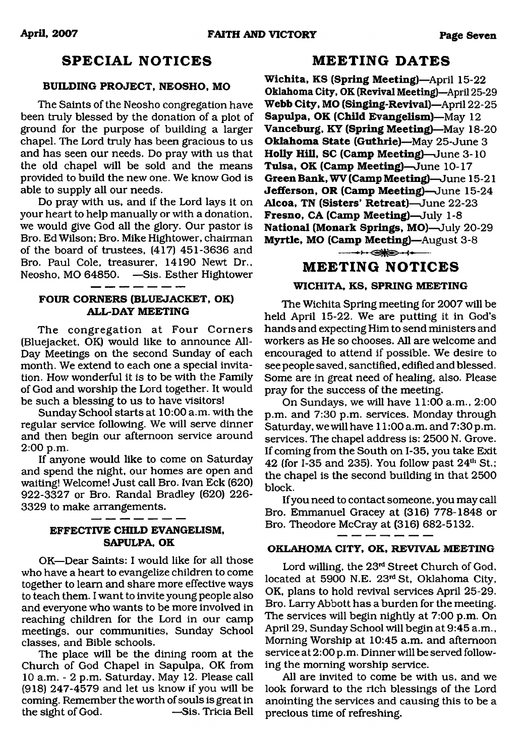## SPECIAL NOTICES

### BUILDING PROJECT, NEOSHO, MO

The Saints of the Neosho congregation have been truly blessed by the donation of a plot of ground for the purpose of building a larger chapel. The Lord truly has been gracious to us and has seen our needs. Do pray with us that the old chapel will be sold and the means provided to build the new one. We know God is able to supply all our needs.

Do pray with us, and if the Lord lays it on your heart to help manually or with a donation, we would give God all the glory. Our pastor is Bro. Ed Wilson; Bro. Mike Hightower, chairman of the board of trustees, (417) 451-3636 and Bro. Paul Cole, treasurer, 14190 Newt Dr., Neosho, MO 64850. —Sis. Esther Hightower

### FOUR CORNERS (BLUEJACKET, OK) ALL-DAY MEETING

The congregation at Four Corners (Bluejacket, OK) would like to announce All-Day Meetings on the second Sunday of each month. We extend to each one a special invitation. How wonderful it is to be with the Family of God and worship the Lord together. It would be such a blessing to us to have visitors!

Sunday School starts at 10:00 a.m. with the regular service following. We will serve dinner and then begin our afternoon service around 2:00 p.m.

If anyone would like to come on Saturday and spend the night, our homes are open and waiting! Welcome! Just call Bro. Ivan Eck (620) 922-3327 or Bro. Randal Bradley (620) 226-3329 to make arrangements.

### EFFECTIVE CHILD EVANGELISM, SAPULPA, OK

OK—Dear Saints: I would like for all those who have a heart to evangelize children to come together to learn and share more effective ways to teach them. I want to invite young people also and everyone who wants to be more involved in reaching children for the Lord in our camp meetings, our communities, Sunday School classes, and Bible schools.

The place will be the dining room at the Church of God Chapel in Sapulpa, OK from 10 a.m. - 2 p.m. Saturday, May 12. Please call (918) 247-4579 and let us know if you will be coming. Remember the worth of souls is great in the sight of God. —Sis. Tricia Bell

## MEETING DATES

**Wichita, KS (Spring Meeting)**—April 15-22
**Oklahoma City, OK (Revival Meeting)**—April 25-29
**Webb City, MO (Singing-Revival)**—April 22-25
**Sapulpa, OK (Child Evangelism)**—May 12
**Vanceburg, KY (Spring Meeting)**—May 18-20
**Oklahoma State (Guthrie)**—May 25-June 3
**Holly Hill, SC (Camp Meeting)**—June 3-10
**Tulsa, OK (Camp Meeting)**—June 10-17
**Green Bank, WV (Camp Meeting)**—June 15-21
**Jefferson, OR (Camp Meeting)**—June 15-24
**Alcoa, TN (Sisters' Retreat)**—June 22-23
**Fresno, CA (Camp Meeting)**—July 1-8
**National (Monark Springs, MO)**—July 20-29
**Myrtle, MO (Camp Meeting)**—August 3-8

## MEETING NOTICES

### WICHITA, KS, SPRING MEETING

The Wichita Spring meeting for 2007 will be held April 15-22. We are putting it in God's hands and expecting Him to send ministers and workers as He so chooses. All are welcome and encouraged to attend if possible. We desire to see people saved, sanctified, edified and blessed. Some are in great need of healing, also. Please pray for the success of the meeting.

On Sundays, we will have 11:00 a.m., 2:00 p.m. and 7:30 p.m. services. Monday through Saturday, we will have 11:00 a.m. and 7:30 p.m. services. The chapel address is: 2500 N. Grove. If coming from the South on I-35, you take Exit 42 (for I-35 and 235). You follow past 24th St.; the chapel is the second building in that 2500 block.

If you need to contact someone, you may call Bro. Emmanuel Gracey at (316) 778-1848 or Bro. Theodore McCray at (316) 682-5132.

### OKLAHOMA CITY, OK, REVIVAL MEETING

Lord willing, the 23rd Street Church of God, located at 5900 N.E. 23rd St, Oklahoma City, OK, plans to hold revival services April 25-29. Bro. Larry Abbott has a burden for the meeting. The services will begin nightly at 7:00 p.m. On April 29, Sunday School will begin at 9:45 a.m., Morning Worship at 10:45 a.m. and afternoon service at 2:00 p.m. Dinner will be served following the morning worship service.

All are invited to come be with us, and we look forward to the rich blessings of the Lord anointing the services and causing this to be a precious time of refreshing.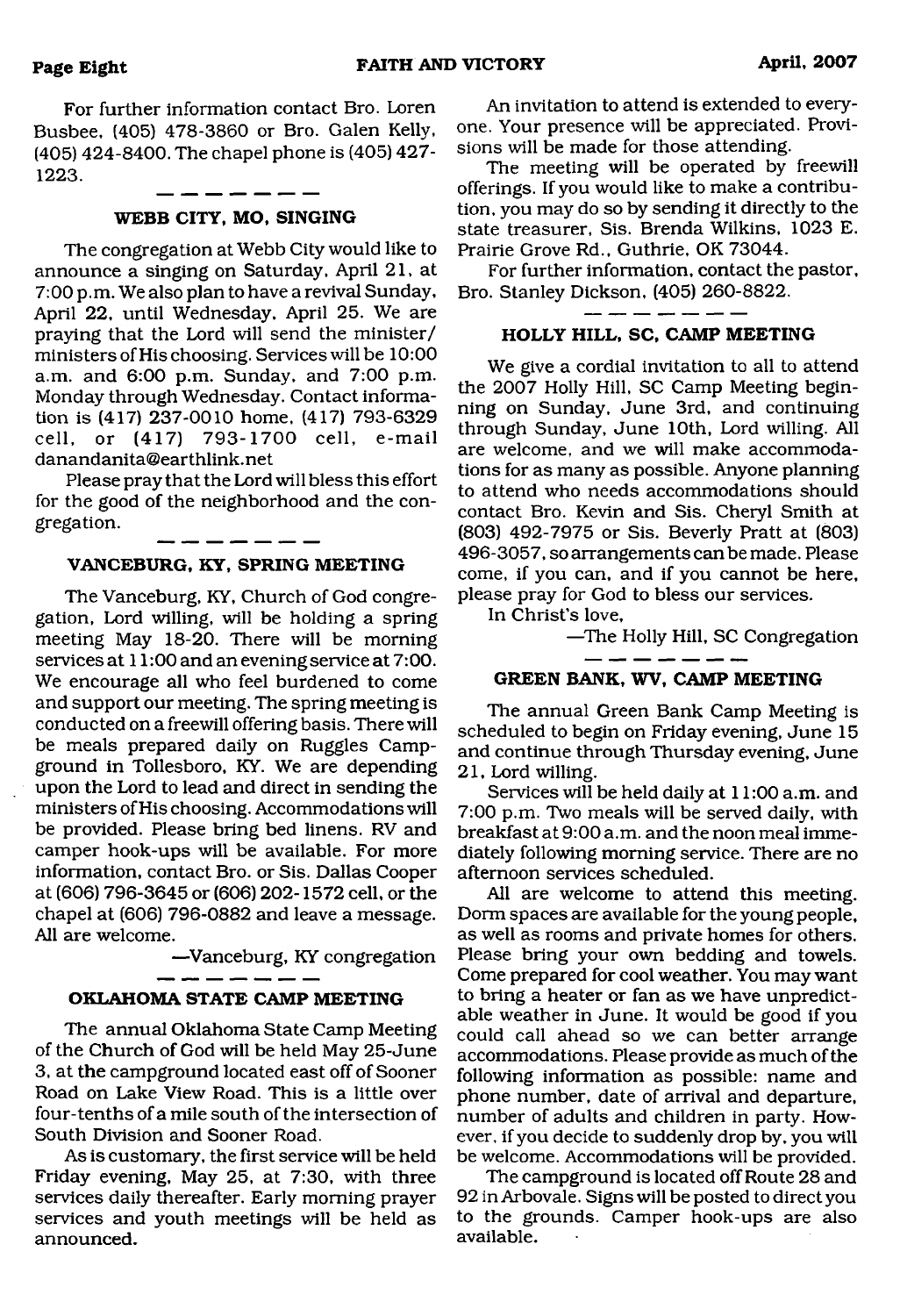For further information contact Bro. Loren Busbee, (405) 478-3860 or Bro. Galen Kelly, (405) 424-8400. The chapel phone is (405) 427-1223.

---

### WEBB CITY, MO, SINGING

The congregation at Webb City would like to announce a singing on Saturday, April 21, at 7:00 p.m. We also plan to have a revival Sunday, April 22, until Wednesday, April 25. We are praying that the Lord will send the minister/ministers of His choosing. Services will be 10:00 a.m. and 6:00 p.m. Sunday, and 7:00 p.m. Monday through Wednesday. Contact information is (417) 237-0010 home, (417) 793-6329 cell, or (417) 793-1700 cell, e-mail danandanita@earthlink.net

Please pray that the Lord will bless this effort for the good of the neighborhood and the congregation.

---

### VANCEBURG, KY, SPRING MEETING

The Vanceburg, KY, Church of God congregation, Lord willing, will be holding a spring meeting May 18-20. There will be morning services at 11:00 and an evening service at 7:00. We encourage all who feel burdened to come and support our meeting. The spring meeting is conducted on a freewill offering basis. There will be meals prepared daily on Ruggles Campground in Tollesboro, KY. We are depending upon the Lord to lead and direct in sending the ministers of His choosing. Accommodations will be provided. Please bring bed linens. RV and camper hook-ups will be available. For more information, contact Bro. or Sis. Dallas Cooper at (606) 796-3645 or (606) 202-1572 cell, or the chapel at (606) 796-0882 and leave a message. All are welcome.

—Vanceburg, KY congregation

---

### OKLAHOMA STATE CAMP MEETING

The annual Oklahoma State Camp Meeting of the Church of God will be held May 25-June 3, at the campground located east off of Sooner Road on Lake View Road. This is a little over four-tenths of a mile south of the intersection of South Division and Sooner Road.

As is customary, the first service will be held Friday evening, May 25, at 7:30, with three services daily thereafter. Early morning prayer services and youth meetings will be held as announced.

An invitation to attend is extended to everyone. Your presence will be appreciated. Provisions will be made for those attending.

The meeting will be operated by freewill offerings. If you would like to make a contribution, you may do so by sending it directly to the state treasurer, Sis. Brenda Wilkins, 1023 E. Prairie Grove Rd., Guthrie, OK 73044.

For further information, contact the pastor, Bro. Stanley Dickson, (405) 260-8822.

---

### HOLLY HILL, SC, CAMP MEETING

We give a cordial invitation to all to attend the 2007 Holly Hill, SC Camp Meeting beginning on Sunday, June 3rd, and continuing through Sunday, June 10th, Lord willing. All are welcome, and we will make accommodations for as many as possible. Anyone planning to attend who needs accommodations should contact Bro. Kevin and Sis. Cheryl Smith at (803) 492-7975 or Sis. Beverly Pratt at (803) 496-3057, so arrangements can be made. Please come, if you can, and if you cannot be here, please pray for God to bless our services.

In Christ's love,

—The Holly Hill, SC Congregation

---

### GREEN BANK, WV, CAMP MEETING

The annual Green Bank Camp Meeting is scheduled to begin on Friday evening, June 15 and continue through Thursday evening, June 21, Lord willing.

Services will be held daily at 11:00 a.m. and 7:00 p.m. Two meals will be served daily, with breakfast at 9:00 a.m. and the noon meal immediately following morning service. There are no afternoon services scheduled.

All are welcome to attend this meeting. Dorm spaces are available for the young people, as well as rooms and private homes for others. Please bring your own bedding and towels. Come prepared for cool weather. You may want to bring a heater or fan as we have unpredictable weather in June. It would be good if you could call ahead so we can better arrange accommodations. Please provide as much of the following information as possible: name and phone number, date of arrival and departure, number of adults and children in party. However, if you decide to suddenly drop by, you will be welcome. Accommodations will be provided.

The campground is located off Route 28 and 92 in Arbovale. Signs will be posted to direct you to the grounds. Camper hook-ups are also available.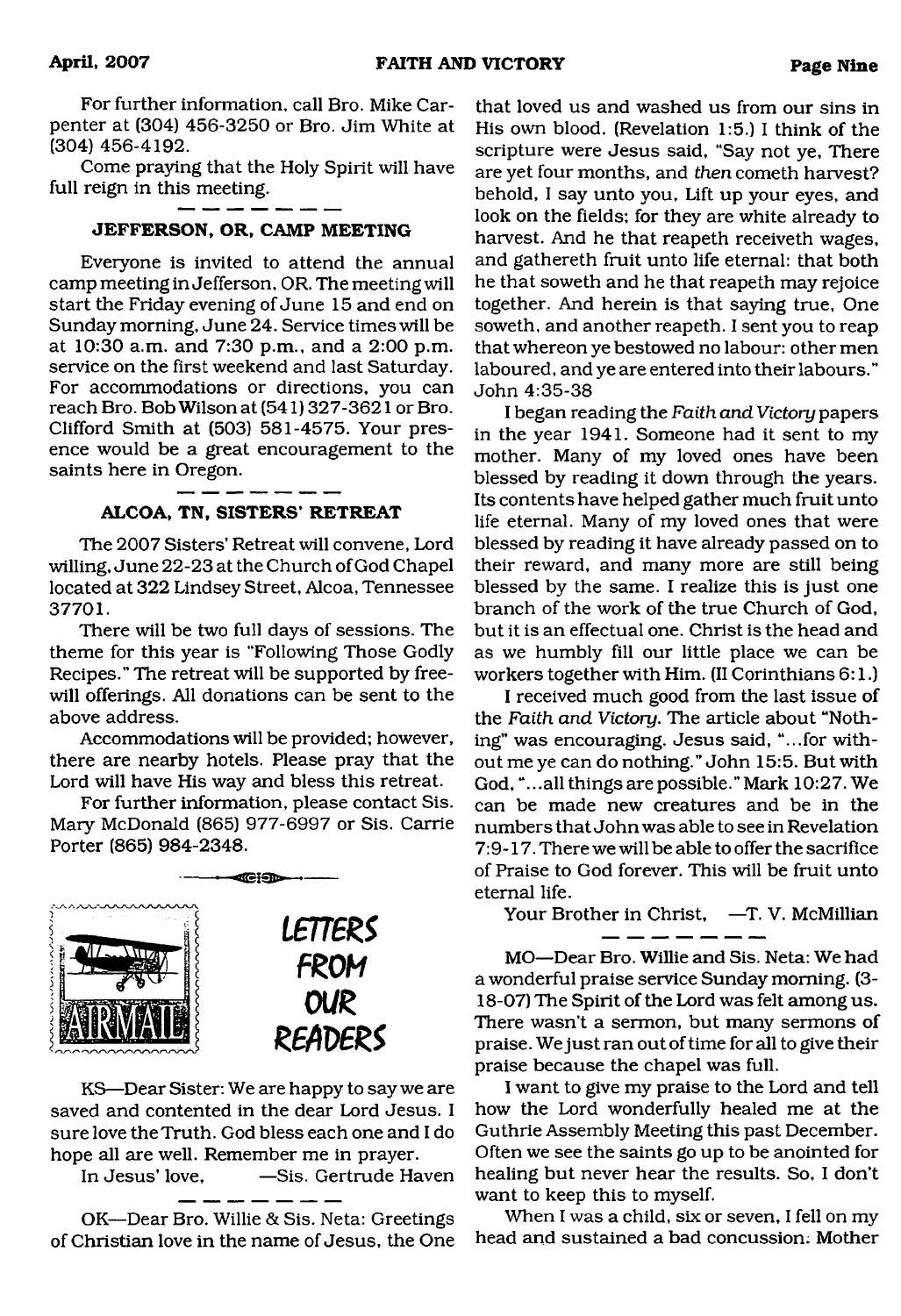For further information, call Bro. Mike Carpenter at (304) 456-3250 or Bro. Jim White at (304) 456-4192.

Come praying that the Holy Spirit will have full reign in this meeting.

---

### JEFFERSON, OR, CAMP MEETING

Everyone is invited to attend the annual camp meeting in Jefferson, OR. The meeting will start the Friday evening of June 15 and end on Sunday morning, June 24. Service times will be at 10:30 a.m. and 7:30 p.m., and a 2:00 p.m. service on the first weekend and last Saturday. For accommodations or directions, you can reach Bro. Bob Wilson at (541) 327-3621 or Bro. Clifford Smith at (503) 581-4575. Your presence would be a great encouragement to the saints here in Oregon.

---

### ALCOA, TN, SISTERS' RETREAT

The 2007 Sisters' Retreat will convene, Lord willing, June 22-23 at the Church of God Chapel located at 322 Lindsey Street, Alcoa, Tennessee 37701.

There will be two full days of sessions. The theme for this year is "Following Those Godly Recipes." The retreat will be supported by freewill offerings. All donations can be sent to the above address.

Accommodations will be provided; however, there are nearby hotels. Please pray that the Lord will have His way and bless this retreat.

For further information, please contact Sis. Mary McDonald (865) 977-6997 or Sis. Carrie Porter (865) 984-2348.

---

## LETTERS FROM OUR READERS

KS—Dear Sister: We are happy to say we are saved and contented in the dear Lord Jesus. I sure love the Truth. God bless each one and I do hope all are well. Remember me in prayer.

In Jesus' love, —Sis. Gertrude Haven

---

OK—Dear Bro. Willie & Sis. Neta: Greetings of Christian love in the name of Jesus, the One that loved us and washed us from our sins in His own blood. (Revelation 1:5.) I think of the scripture were Jesus said, "Say not ye, There are yet four months, and *then* cometh harvest? behold, I say unto you, Lift up your eyes, and look on the fields; for they are white already to harvest. And he that reapeth receiveth wages, and gathereth fruit unto life eternal: that both he that soweth and he that reapeth may rejoice together. And herein is that saying true, One soweth, and another reapeth. I sent you to reap that whereon ye bestowed no labour: other men laboured, and ye are entered into their labours." John 4:35-38

I began reading the *Faith and Victory* papers in the year 1941. Someone had it sent to my mother. Many of my loved ones have been blessed by reading it down through the years. Its contents have helped gather much fruit unto life eternal. Many of my loved ones that were blessed by reading it have already passed on to their reward, and many more are still being blessed by the same. I realize this is just one branch of the work of the true Church of God, but it is an effectual one. Christ is the head and as we humbly fill our little place we can be workers together with Him. (II Corinthians 6:1.)

I received much good from the last issue of the *Faith and Victory*. The article about "Nothing" was encouraging. Jesus said, "...for without me ye can do nothing." John 15:5. But with God, "...all things are possible." Mark 10:27. We can be made new creatures and be in the numbers that John was able to see in Revelation 7:9-17. There we will be able to offer the sacrifice of Praise to God forever. This will be fruit unto eternal life.

Your Brother in Christ, —T. V. McMillian

---

MO—Dear Bro. Willie and Sis. Neta: We had a wonderful praise service Sunday morning. (3-18-07) The Spirit of the Lord was felt among us. There wasn't a sermon, but many sermons of praise. We just ran out of time for all to give their praise because the chapel was full.

I want to give my praise to the Lord and tell how the Lord wonderfully healed me at the Guthrie Assembly Meeting this past December. Often we see the saints go up to be anointed for healing but never hear the results. So, I don't want to keep this to myself.

When I was a child, six or seven, I fell on my head and sustained a bad concussion. Mother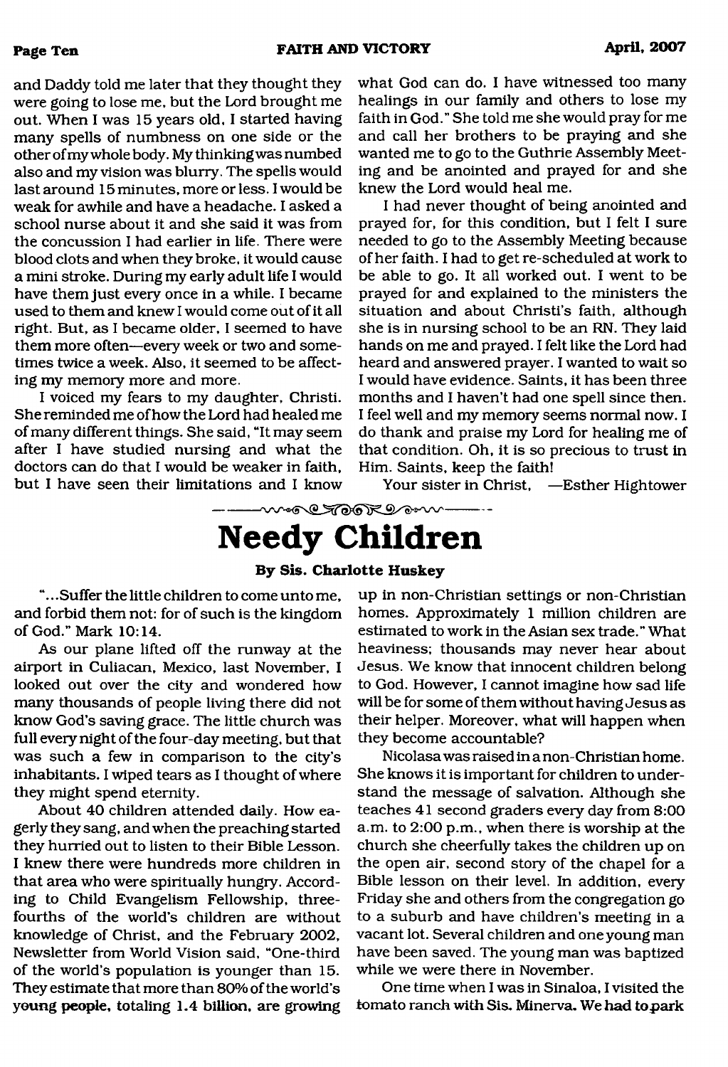and Daddy told me later that they thought they were going to lose me, but the Lord brought me out. When I was 15 years old, I started having many spells of numbness on one side or the other of my whole body. My thinking was numbed also and my vision was blurry. The spells would last around 15 minutes, more or less. I would be weak for awhile and have a headache. I asked a school nurse about it and she said it was from the concussion I had earlier in life. There were blood clots and when they broke, it would cause a mini stroke. During my early adult life I would have them just every once in a while. I became used to them and knew I would come out of it all right. But, as I became older, I seemed to have them more often—every week or two and sometimes twice a week. Also, it seemed to be affecting my memory more and more.

I voiced my fears to my daughter, Christi. She reminded me of how the Lord had healed me of many different things. She said, "It may seem after I have studied nursing and what the doctors can do that I would be weaker in faith, but I have seen their limitations and I know what God can do. I have witnessed too many healings in our family and others to lose my faith in God." She told me she would pray for me and call her brothers to be praying and she wanted me to go to the Guthrie Assembly Meeting and be anointed and prayed for and she knew the Lord would heal me.

I had never thought of being anointed and prayed for, for this condition, but I felt I sure needed to go to the Assembly Meeting because of her faith. I had to get re-scheduled at work to be able to go. It all worked out. I went to be prayed for and explained to the ministers the situation and about Christi's faith, although she is in nursing school to be an RN. They laid hands on me and prayed. I felt like the Lord had heard and answered prayer. I wanted to wait so I would have evidence. Saints, it has been three months and I haven't had one spell since then. I feel well and my memory seems normal now. I do thank and praise my Lord for healing me of that condition. Oh, it is so precious to trust in Him. Saints, keep the faith!

Your sister in Christ, —Esther Hightower

# Needy Children

**By Sis. Charlotte Huskey**

"...Suffer the little children to come unto me, and forbid them not: for of such is the kingdom of God." Mark 10:14.

As our plane lifted off the runway at the airport in Culiacan, Mexico, last November, I looked out over the city and wondered how many thousands of people living there did not know God's saving grace. The little church was full every night of the four-day meeting, but that was such a few in comparison to the city's inhabitants. I wiped tears as I thought of where they might spend eternity.

About 40 children attended daily. How eagerly they sang, and when the preaching started they hurried out to listen to their Bible Lesson. I knew there were hundreds more children in that area who were spiritually hungry. According to Child Evangelism Fellowship, three-fourths of the world's children are without knowledge of Christ, and the February 2002, Newsletter from World Vision said, "One-third of the world's population is younger than 15. They estimate that more than 80% of the world's young people, totaling 1.4 billion, are growing up in non-Christian settings or non-Christian homes. Approximately 1 million children are estimated to work in the Asian sex trade." What heaviness; thousands may never hear about Jesus. We know that innocent children belong to God. However, I cannot imagine how sad life will be for some of them without having Jesus as their helper. Moreover, what will happen when they become accountable?

Nicolasa was raised in a non-Christian home. She knows it is important for children to understand the message of salvation. Although she teaches 41 second graders every day from 8:00 a.m. to 2:00 p.m., when there is worship at the church she cheerfully takes the children up on the open air, second story of the chapel for a Bible lesson on their level. In addition, every Friday she and others from the congregation go to a suburb and have children's meeting in a vacant lot. Several children and one young man have been saved. The young man was baptized while we were there in November.

One time when I was in Sinaloa, I visited the tomato ranch with Sis. Minerva. We had to park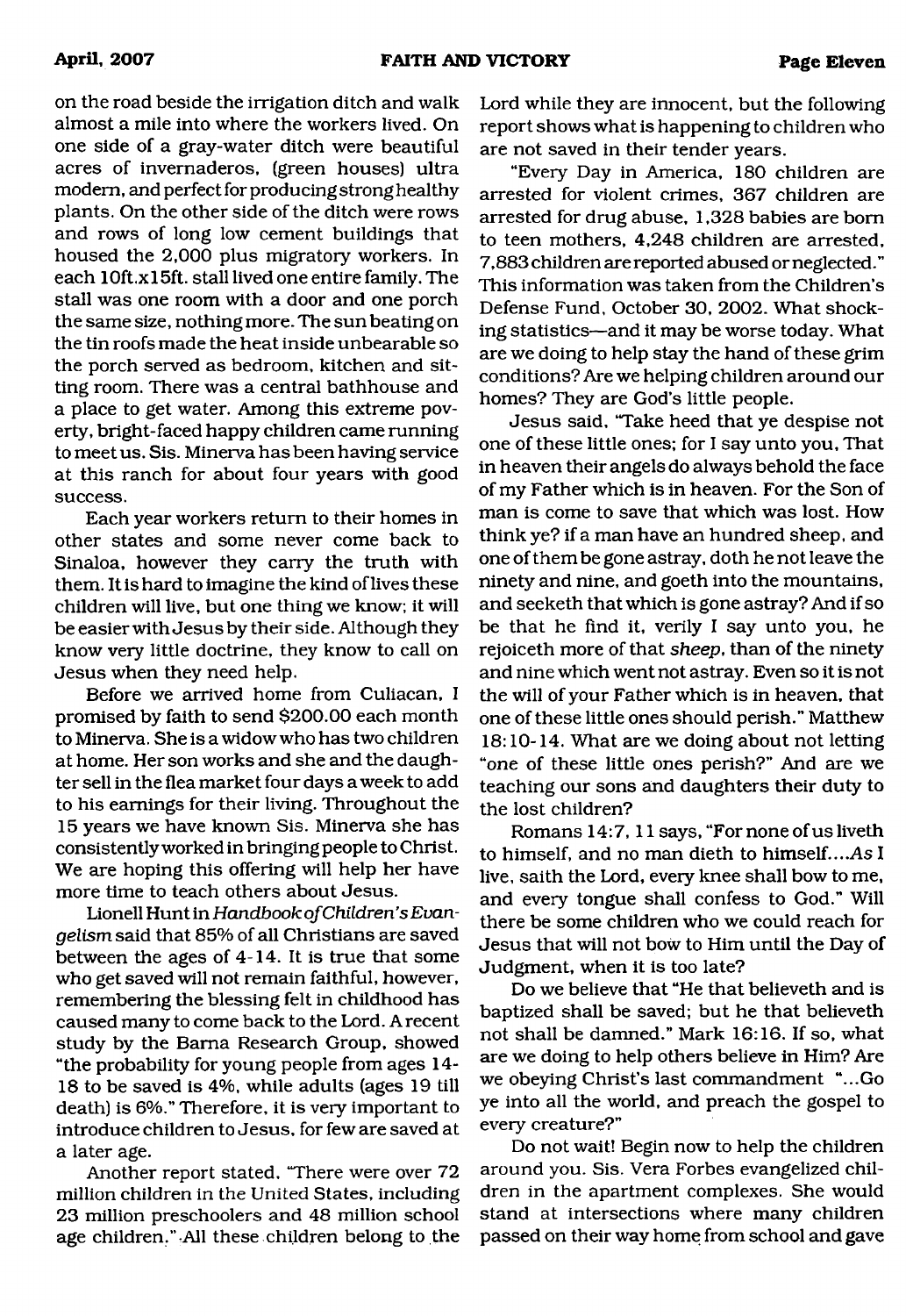on the road beside the irrigation ditch and walk almost a mile into where the workers lived. On one side of a gray-water ditch were beautiful acres of invernaderos, (green houses) ultra modern, and perfect for producing strong healthy plants. On the other side of the ditch were rows and rows of long low cement buildings that housed the 2,000 plus migratory workers. In each 10ft.x15ft. stall lived one entire family. The stall was one room with a door and one porch the same size, nothing more. The sun beating on the tin roofs made the heat inside unbearable so the porch served as bedroom, kitchen and sitting room. There was a central bathhouse and a place to get water. Among this extreme poverty, bright-faced happy children came running to meet us. Sis. Minerva has been having service at this ranch for about four years with good success.

Each year workers return to their homes in other states and some never come back to Sinaloa, however they carry the truth with them. It is hard to imagine the kind of lives these children will live, but one thing we know; it will be easier with Jesus by their side. Although they know very little doctrine, they know to call on Jesus when they need help.

Before we arrived home from Culiacan, I promised by faith to send $200.00 each month to Minerva. She is a widow who has two children at home. Her son works and she and the daughter sell in the flea market four days a week to add to his earnings for their living. Throughout the 15 years we have known Sis. Minerva she has consistently worked in bringing people to Christ. We are hoping this offering will help her have more time to teach others about Jesus.

Lionell Hunt in *Handbook of Children's Evangelism* said that 85% of all Christians are saved between the ages of 4-14. It is true that some who get saved will not remain faithful, however, remembering the blessing felt in childhood has caused many to come back to the Lord. A recent study by the Barna Research Group, showed "the probability for young people from ages 14-18 to be saved is 4%, while adults (ages 19 till death) is 6%." Therefore, it is very important to introduce children to Jesus, for few are saved at a later age.

Another report stated, "There were over 72 million children in the United States, including 23 million preschoolers and 48 million school age children." All these children belong to the Lord while they are innocent, but the following report shows what is happening to children who are not saved in their tender years.

"Every Day in America, 180 children are arrested for violent crimes, 367 children are arrested for drug abuse, 1,328 babies are born to teen mothers, 4,248 children are arrested, 7,883 children are reported abused or neglected." This information was taken from the Children's Defense Fund, October 30, 2002. What shocking statistics—and it may be worse today. What are we doing to help stay the hand of these grim conditions? Are we helping children around our homes? They are God's little people.

Jesus said, "Take heed that ye despise not one of these little ones; for I say unto you, That in heaven their angels do always behold the face of my Father which is in heaven. For the Son of man is come to save that which was lost. How think ye? if a man have an hundred sheep, and one of them be gone astray, doth he not leave the ninety and nine, and goeth into the mountains, and seeketh that which is gone astray? And if so be that he find it, verily I say unto you, he rejoiceth more of that *sheep*, than of the ninety and nine which went not astray. Even so it is not the will of your Father which is in heaven, that one of these little ones should perish." Matthew 18:10-14. What are we doing about not letting "one of these little ones perish?" And are we teaching our sons and daughters their duty to the lost children?

Romans 14:7, 11 says, "For none of us liveth to himself, and no man dieth to himself....As I live, saith the Lord, every knee shall bow to me, and every tongue shall confess to God." Will there be some children who we could reach for Jesus that will not bow to Him until the Day of Judgment, when it is too late?

Do we believe that "He that believeth and is baptized shall be saved; but he that believeth not shall be damned." Mark 16:16. If so, what are we doing to help others believe in Him? Are we obeying Christ's last commandment "...Go ye into all the world, and preach the gospel to every creature?"

Do not wait! Begin now to help the children around you. Sis. Vera Forbes evangelized children in the apartment complexes. She would stand at intersections where many children passed on their way home from school and gave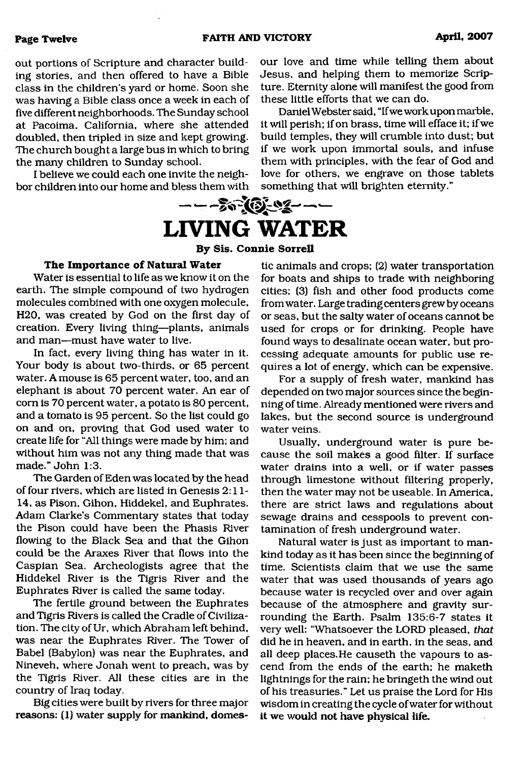out portions of Scripture and character building stories, and then offered to have a Bible class in the children's yard or home. Soon she was having a Bible class once a week in each of five different neighborhoods. The Sunday school at Pacoima, California, where she attended doubled, then tripled in size and kept growing. The church bought a large bus in which to bring the many children to Sunday school.

I believe we could each one invite the neighbor children into our home and bless them with our love and time while telling them about Jesus, and helping them to memorize Scripture. Eternity alone will manifest the good from these little efforts that we can do.

Daniel Webster said, "If we work upon marble, it will perish; if on brass, time will efface it; if we build temples, they will crumble into dust; but if we work upon immortal souls, and infuse them with principles, with the fear of God and love for others, we engrave on those tablets something that will brighten eternity."

# LIVING WATER

**By Sis. Connie Sorrell**

**The Importance of Natural Water**

Water is essential to life as we know it on the earth. The simple compound of two hydrogen molecules combined with one oxygen molecule, H20, was created by God on the first day of creation. Every living thing—plants, animals and man—must have water to live.

In fact, every living thing has water in it. Your body is about two-thirds, or 65 percent water. A mouse is 65 percent water, too, and an elephant is about 70 percent water. An ear of corn is 70 percent water, a potato is 80 percent, and a tomato is 95 percent. So the list could go on and on, proving that God used water to create life for "All things were made by him; and without him was not any thing made that was made." John 1:3.

The Garden of Eden was located by the head of four rivers, which are listed in Genesis 2:11-14, as Pison, Gihon, Hiddekel, and Euphrates. Adam Clarke's Commentary states that today the Pison could have been the Phasis River flowing to the Black Sea and that the Gihon could be the Araxes River that flows into the Caspian Sea. Archeologists agree that the Hiddekel River is the Tigris River and the Euphrates River is called the same today.

The fertile ground between the Euphrates and Tigris Rivers is called the Cradle of Civilization. The city of Ur, which Abraham left behind, was near the Euphrates River. The Tower of Babel (Babylon) was near the Euphrates, and Nineveh, where Jonah went to preach, was by the Tigris River. All these cities are in the country of Iraq today.

Big cities were built by rivers for three major reasons: (1) water supply for mankind, domestic animals and crops; (2) water transportation for boats and ships to trade with neighboring cities; (3) fish and other food products come from water. Large trading centers grew by oceans or seas, but the salty water of oceans cannot be used for crops or for drinking. People have found ways to desalinate ocean water, but processing adequate amounts for public use requires a lot of energy, which can be expensive.

For a supply of fresh water, mankind has depended on two major sources since the beginning of time. Already mentioned were rivers and lakes, but the second source is underground water veins.

Usually, underground water is pure because the soil makes a good filter. If surface water drains into a well, or if water passes through limestone without filtering properly, then the water may not be useable. In America, there are strict laws and regulations about sewage drains and cesspools to prevent contamination of fresh underground water.

Natural water is just as important to mankind today as it has been since the beginning of time. Scientists claim that we use the same water that was used thousands of years ago because water is recycled over and over again because of the atmosphere and gravity surrounding the Earth. Psalm 135:6-7 states it very well: "Whatsoever the LORD pleased, *that* did he in heaven, and in earth, in the seas, and all deep places.He causeth the vapours to ascend from the ends of the earth; he maketh lightnings for the rain; he bringeth the wind out of his treasuries." Let us praise the Lord for His wisdom in creating the cycle of water for without it we would not have physical life.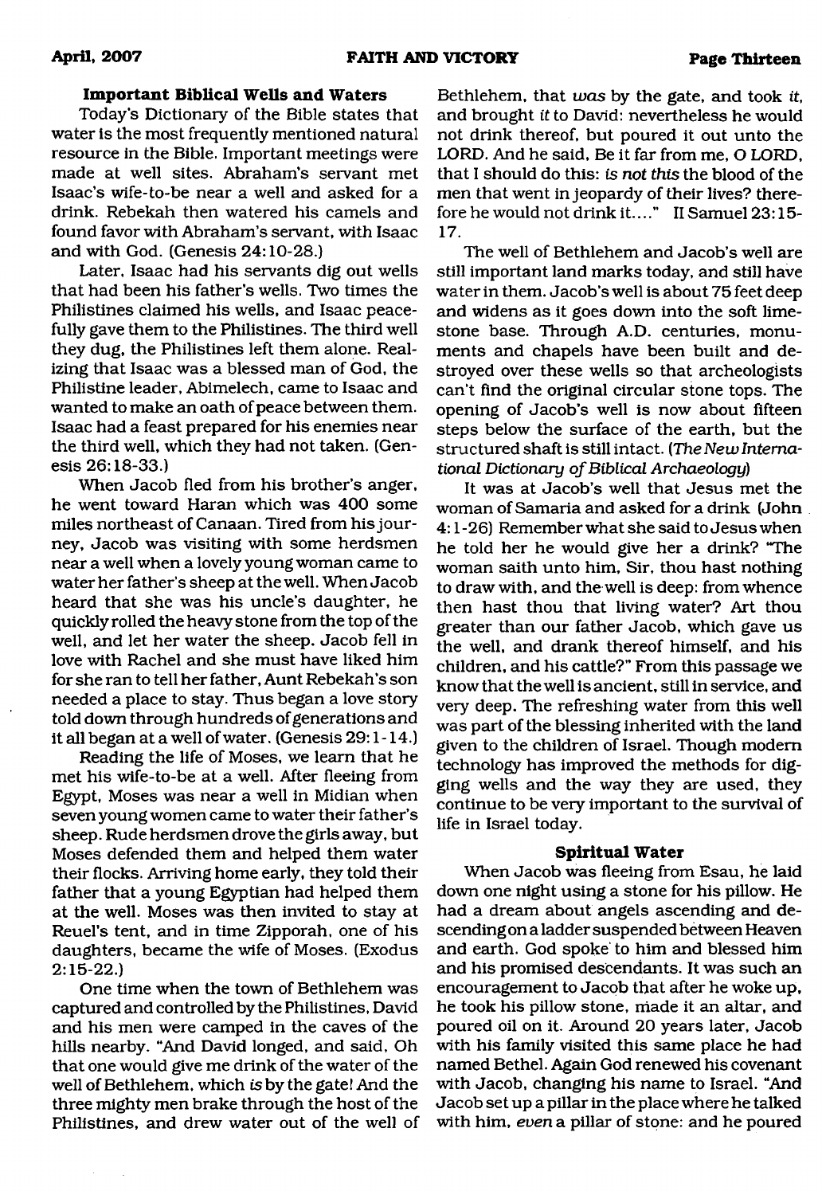### Important Biblical Wells and Waters

Today's Dictionary of the Bible states that water is the most frequently mentioned natural resource in the Bible. Important meetings were made at well sites. Abraham's servant met Isaac's wife-to-be near a well and asked for a drink. Rebekah then watered his camels and found favor with Abraham's servant, with Isaac and with God. (Genesis 24:10-28.)

Later, Isaac had his servants dig out wells that had been his father's wells. Two times the Philistines claimed his wells, and Isaac peacefully gave them to the Philistines. The third well they dug, the Philistines left them alone. Realizing that Isaac was a blessed man of God, the Philistine leader, Abimelech, came to Isaac and wanted to make an oath of peace between them. Isaac had a feast prepared for his enemies near the third well, which they had not taken. (Genesis 26:18-33.)

When Jacob fled from his brother's anger, he went toward Haran which was 400 some miles northeast of Canaan. Tired from his journey, Jacob was visiting with some herdsmen near a well when a lovely young woman came to water her father's sheep at the well. When Jacob heard that she was his uncle's daughter, he quickly rolled the heavy stone from the top of the well, and let her water the sheep. Jacob fell in love with Rachel and she must have liked him for she ran to tell her father, Aunt Rebekah's son needed a place to stay. Thus began a love story told down through hundreds of generations and it all began at a well of water. (Genesis 29:1-14.)

Reading the life of Moses, we learn that he met his wife-to-be at a well. After fleeing from Egypt, Moses was near a well in Midian when seven young women came to water their father's sheep. Rude herdsmen drove the girls away, but Moses defended them and helped them water their flocks. Arriving home early, they told their father that a young Egyptian had helped them at the well. Moses was then invited to stay at Reuel's tent, and in time Zipporah, one of his daughters, became the wife of Moses. (Exodus 2:15-22.)

One time when the town of Bethlehem was captured and controlled by the Philistines, David and his men were camped in the caves of the hills nearby. "And David longed, and said, Oh that one would give me drink of the water of the well of Bethlehem, which *is* by the gate! And the three mighty men brake through the host of the Philistines, and drew water out of the well of Bethlehem, that *was* by the gate, and took *it*, and brought *it* to David: nevertheless he would not drink thereof, but poured it out unto the LORD. And he said, Be it far from me, O LORD, that I should do this: *is not this* the blood of the men that went in jeopardy of their lives? therefore he would not drink it...." II Samuel 23:15-17.

The well of Bethlehem and Jacob's well are still important land marks today, and still have water in them. Jacob's well is about 75 feet deep and widens as it goes down into the soft limestone base. Through A.D. centuries, monuments and chapels have been built and destroyed over these wells so that archeologists can't find the original circular stone tops. The opening of Jacob's well is now about fifteen steps below the surface of the earth, but the structured shaft is still intact. (*The New International Dictionary of Biblical Archaeology*)

It was at Jacob's well that Jesus met the woman of Samaria and asked for a drink (John 4:1-26) Remember what she said to Jesus when he told her he would give her a drink? "The woman saith unto him, Sir, thou hast nothing to draw with, and the well is deep: from whence then hast thou that living water? Art thou greater than our father Jacob, which gave us the well, and drank thereof himself, and his children, and his cattle?" From this passage we know that the well is ancient, still in service, and very deep. The refreshing water from this well was part of the blessing inherited with the land given to the children of Israel. Though modern technology has improved the methods for digging wells and the way they are used, they continue to be very important to the survival of life in Israel today.

### Spiritual Water

When Jacob was fleeing from Esau, he laid down one night using a stone for his pillow. He had a dream about angels ascending and descending on a ladder suspended between Heaven and earth. God spoke to him and blessed him and his promised descendants. It was such an encouragement to Jacob that after he woke up, he took his pillow stone, made it an altar, and poured oil on it. Around 20 years later, Jacob with his family visited this same place he had named Bethel. Again God renewed his covenant with Jacob, changing his name to Israel. "And Jacob set up a pillar in the place where he talked with him, *even* a pillar of stone: and he poured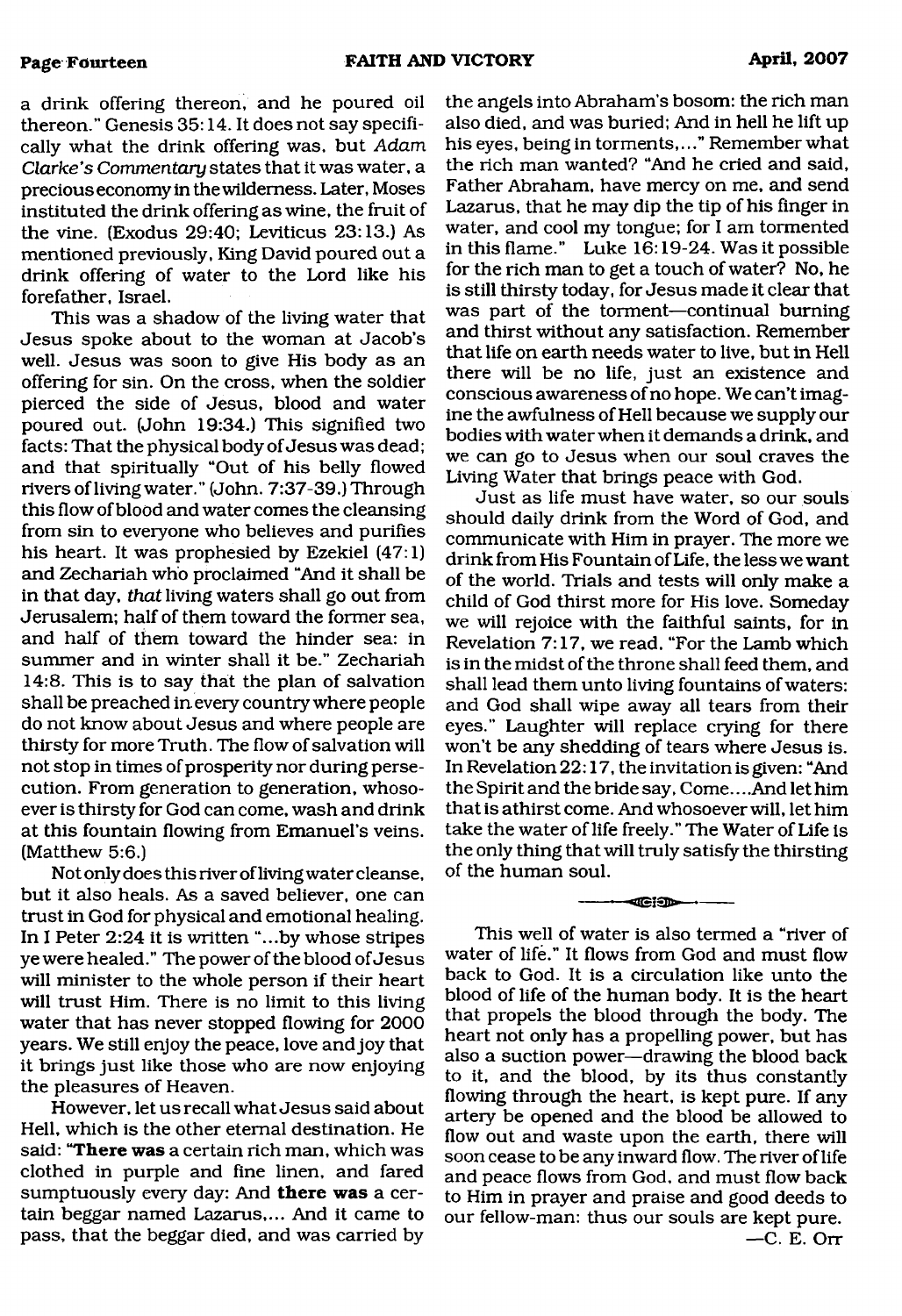a drink offering thereon, and he poured oil thereon." Genesis 35:14. It does not say specifically what the drink offering was, but *Adam Clarke's Commentary* states that it was water, a precious economy in the wilderness. Later, Moses instituted the drink offering as wine, the fruit of the vine. (Exodus 29:40; Leviticus 23:13.) As mentioned previously, King David poured out a drink offering of water to the Lord like his forefather, Israel.

This was a shadow of the living water that Jesus spoke about to the woman at Jacob's well. Jesus was soon to give His body as an offering for sin. On the cross, when the soldier pierced the side of Jesus, blood and water poured out. (John 19:34.) This signified two facts: That the physical body of Jesus was dead; and that spiritually "Out of his belly flowed rivers of living water." (John. 7:37-39.) Through this flow of blood and water comes the cleansing from sin to everyone who believes and purifies his heart. It was prophesied by Ezekiel (47:1) and Zechariah who proclaimed "And it shall be in that day, *that* living waters shall go out from Jerusalem; half of them toward the former sea, and half of them toward the hinder sea: in summer and in winter shall it be." Zechariah 14:8. This is to say that the plan of salvation shall be preached in every country where people do not know about Jesus and where people are thirsty for more Truth. The flow of salvation will not stop in times of prosperity nor during persecution. From generation to generation, whosoever is thirsty for God can come, wash and drink at this fountain flowing from Emanuel's veins. (Matthew 5:6.)

Not only does this river of living water cleanse, but it also heals. As a saved believer, one can trust in God for physical and emotional healing. In I Peter 2:24 it is written "...by whose stripes ye were healed." The power of the blood of Jesus will minister to the whole person if their heart will trust Him. There is no limit to this living water that has never stopped flowing for 2000 years. We still enjoy the peace, love and joy that it brings just like those who are now enjoying the pleasures of Heaven.

However, let us recall what Jesus said about Hell, which is the other eternal destination. He said: "**There was** a certain rich man, which was clothed in purple and fine linen, and fared sumptuously every day: And **there was** a certain beggar named Lazarus,... And it came to pass, that the beggar died, and was carried by the angels into Abraham's bosom: the rich man also died, and was buried; And in hell he lift up his eyes, being in torments,..." Remember what the rich man wanted? "And he cried and said, Father Abraham, have mercy on me, and send Lazarus, that he may dip the tip of his finger in water, and cool my tongue; for I am tormented in this flame." Luke 16:19-24. Was it possible for the rich man to get a touch of water? No, he is still thirsty today, for Jesus made it clear that was part of the torment—continual burning and thirst without any satisfaction. Remember that life on earth needs water to live, but in Hell there will be no life, just an existence and conscious awareness of no hope. We can't imagine the awfulness of Hell because we supply our bodies with water when it demands a drink, and we can go to Jesus when our soul craves the Living Water that brings peace with God.

Just as life must have water, so our souls should daily drink from the Word of God, and communicate with Him in prayer. The more we drink from His Fountain of Life, the less we want of the world. Trials and tests will only make a child of God thirst more for His love. Someday we will rejoice with the faithful saints, for in Revelation 7:17, we read, "For the Lamb which is in the midst of the throne shall feed them, and shall lead them unto living fountains of waters: and God shall wipe away all tears from their eyes." Laughter will replace crying for there won't be any shedding of tears where Jesus is. In Revelation 22:17, the invitation is given: "And the Spirit and the bride say, Come....And let him that is athirst come. And whosoever will, let him take the water of life freely." The Water of Life is the only thing that will truly satisfy the thirsting of the human soul.

---

This well of water is also termed a "river of water of life." It flows from God and must flow back to God. It is a circulation like unto the blood of life of the human body. It is the heart that propels the blood through the body. The heart not only has a propelling power, but has also a suction power—drawing the blood back to it, and the blood, by its thus constantly flowing through the heart, is kept pure. If any artery be opened and the blood be allowed to flow out and waste upon the earth, there will soon cease to be any inward flow. The river of life and peace flows from God, and must flow back to Him in prayer and praise and good deeds to our fellow-man: thus our souls are kept pure.

—C. E. Orr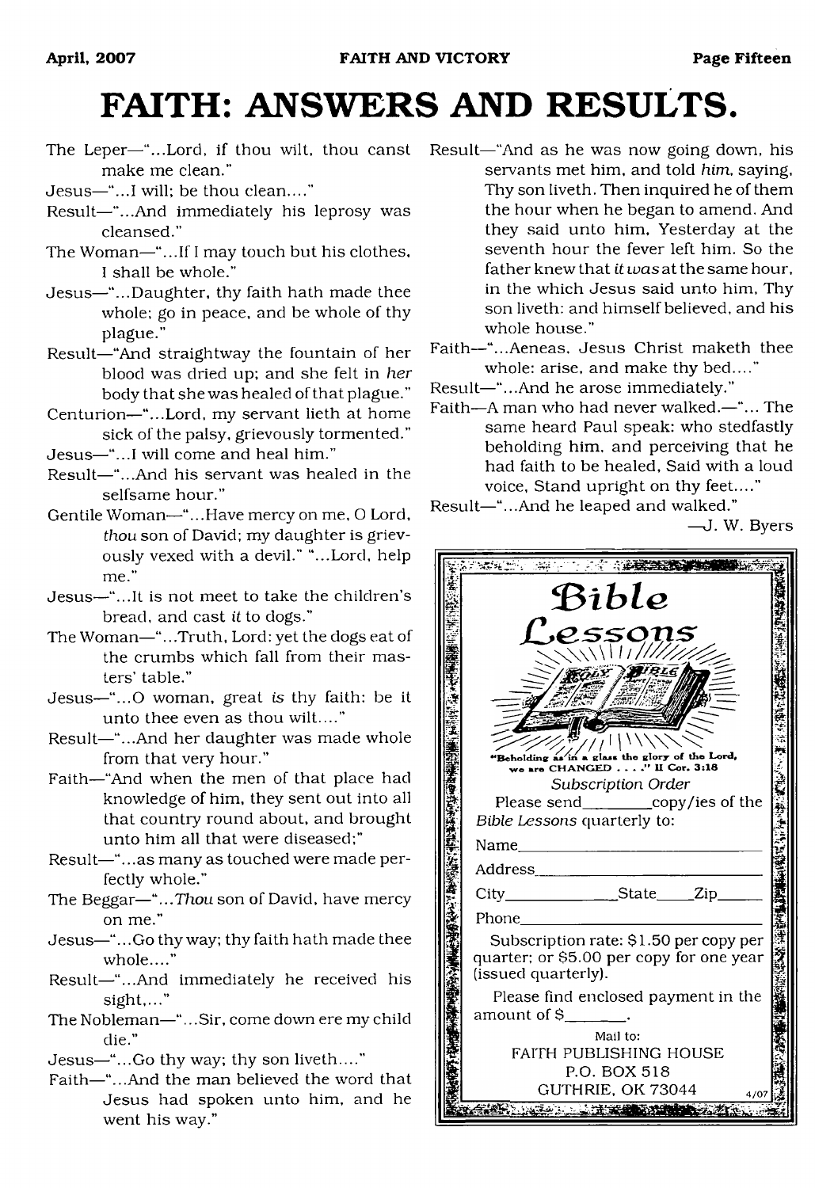# FAITH: ANSWERS AND RESULTS.

The Leper—"...Lord, if thou wilt, thou canst make me clean."

Jesus—"...I will; be thou clean...."

Result—"...And immediately his leprosy was cleansed."

The Woman—"...If I may touch but his clothes, I shall be whole."

Jesus—"...Daughter, thy faith hath made thee whole; go in peace, and be whole of thy plague."

Result—"And straightway the fountain of her blood was dried up; and she felt in *her* body that she was healed of that plague."

Centurion—"...Lord, my servant lieth at home sick of the palsy, grievously tormented."

Jesus—"...I will come and heal him."

Result—"...And his servant was healed in the selfsame hour."

Gentile Woman—"...Have mercy on me, O Lord, *thou* son of David; my daughter is grievously vexed with a devil." "...Lord, help me."

Jesus—"...It is not meet to take the children's bread, and cast *it* to dogs."

The Woman—"...Truth, Lord: yet the dogs eat of the crumbs which fall from their masters' table."

Jesus—"...O woman, great *is* thy faith: be it unto thee even as thou wilt...."

Result—"...And her daughter was made whole from that very hour."

Faith—"And when the men of that place had knowledge of him, they sent out into all that country round about, and brought unto him all that were diseased;"

Result—"...as many as touched were made perfectly whole."

The Beggar—"...*Thou* son of David, have mercy on me."

Jesus—"...Go thy way; thy faith hath made thee whole...."

Result—"...And immediately he received his sight,..."

The Nobleman—"...Sir, come down ere my child die."

Jesus—"...Go thy way; thy son liveth...."

Faith—"...And the man believed the word that Jesus had spoken unto him, and he went his way."

Result—"And as he was now going down, his servants met him, and told *him*, saying, Thy son liveth. Then inquired he of them the hour when he began to amend. And they said unto him, Yesterday at the seventh hour the fever left him. So the father knew that *it was* at the same hour, in the which Jesus said unto him, Thy son liveth: and himself believed, and his whole house."

Faith—"...Aeneas, Jesus Christ maketh thee whole: arise, and make thy bed...."

Result—"...And he arose immediately."

Faith—A man who had never walked.—"... The same heard Paul speak: who stedfastly beholding him, and perceiving that he had faith to be healed, Said with a loud voice, Stand upright on thy feet...."

Result—"...And he leaped and walked."

—J. W. Byers

## Bible Lessons

"Beholding as in a glass the glory of the Lord, we are CHANGED . . . ." II Cor. 3:18

*Subscription Order*

Please send________copy/ies of the *Bible Lessons* quarterly to:

Name____________________________

Address__________________________

City______________State_____Zip______

Phone____________________________

Subscription rate: $1.50 per copy per quarter; or $5.00 per copy for one year (issued quarterly).

Please find enclosed payment in the amount of $_______.

Mail to:
FAITH PUBLISHING HOUSE
P.O. BOX 518
GUTHRIE, OK 73044

4/07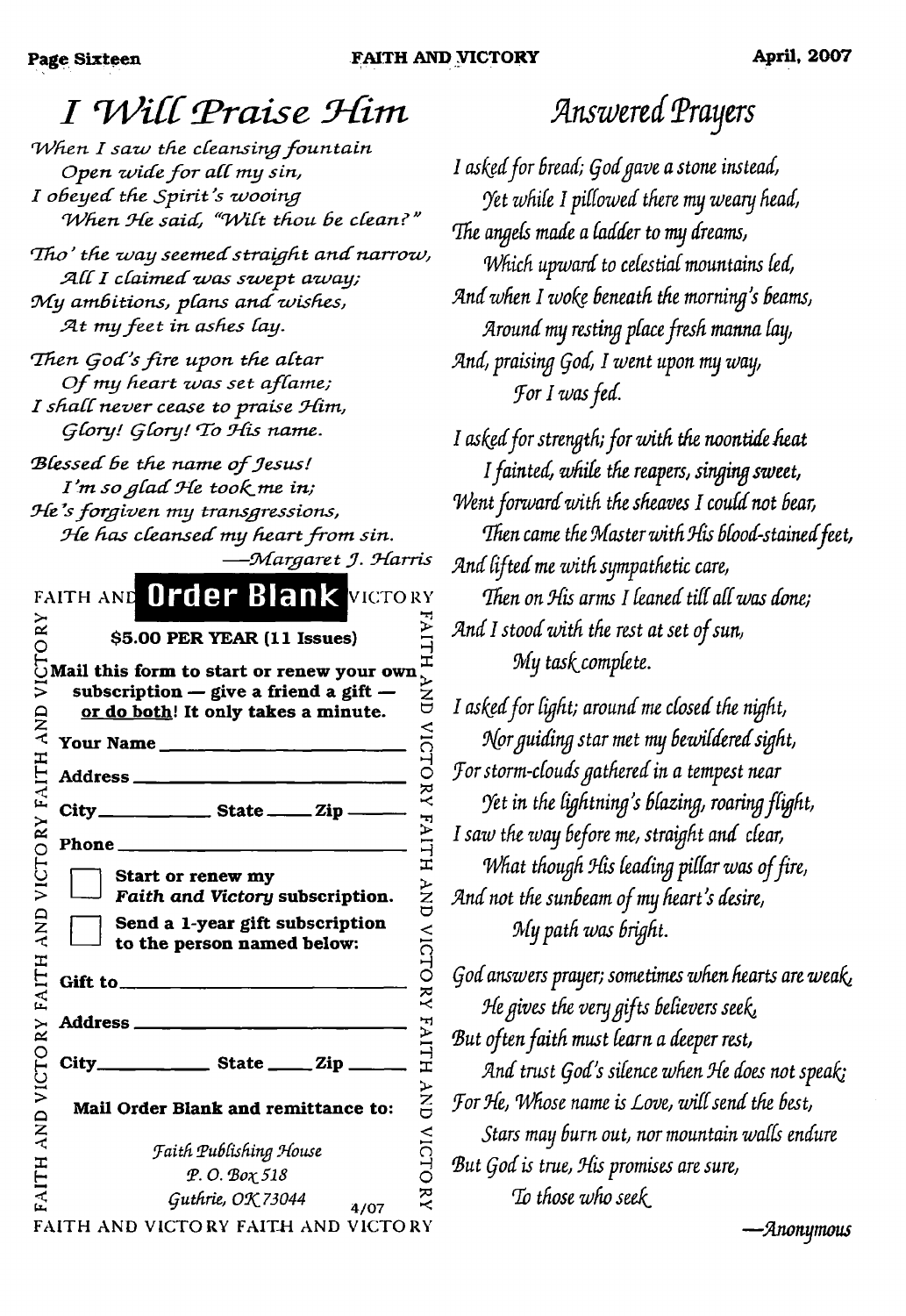# I Will Praise Him

*When I saw the cleansing fountain*
*Open wide for all my sin,*
*I obeyed the Spirit's wooing*
*When He said, "Wilt thou be clean?"*

*Tho' the way seemed straight and narrow,*
*All I claimed was swept away;*
*My ambitions, plans and wishes,*
*At my feet in ashes lay.*

*Then God's fire upon the altar*
*Of my heart was set aflame;*
*I shall never cease to praise Him,*
*Glory! Glory! To His name.*

*Blessed be the name of Jesus!*
*I'm so glad He took me in;*
*He's forgiven my transgressions,*
*He has cleansed my heart from sin.*

—*Margaret J. Harris*

FAITH AND **Order Blank** VICTORY

**$5.00 PER YEAR (11 Issues)**

**Mail this form to start or renew your own subscription — give a friend a gift — or do both! It only takes a minute.**

**Your Name** ______________________

**Address** ______________________

**City** __________ **State** _____ **Zip** _____

**Phone** ______________________

☐ **Start or renew my *Faith and Victory* subscription.**

☐ **Send a 1-year gift subscription to the person named below:**

**Gift to** ______________________

**Address** ______________________

**City** __________ **State** _____ **Zip** _____

**Mail Order Blank and remittance to:**

*Faith Publishing House*
*P. O. Box 518*
*Guthrie, OK 73044*

4/07

FAITH AND VICTORY FAITH AND VICTORY

# Answered Prayers

*I asked for bread; God gave a stone instead,*
*Yet while I pillowed there my weary head,*
*The angels made a ladder to my dreams,*
*Which upward to celestial mountains led,*
*And when I woke beneath the morning's beams,*
*Around my resting place fresh manna lay,*
*And, praising God, I went upon my way,*
*For I was fed.*

*I asked for strength; for with the noontide heat*
*I fainted, while the reapers, singing sweet,*
*Went forward with the sheaves I could not bear,*
*Then came the Master with His blood-stained feet,*
*And lifted me with sympathetic care,*
*Then on His arms I leaned till all was done;*
*And I stood with the rest at set of sun,*
*My task complete.*

*I asked for light; around me closed the night,*
*Nor guiding star met my bewildered sight,*
*For storm-clouds gathered in a tempest near*
*Yet in the lightning's blazing, roaring flight,*
*I saw the way before me, straight and clear,*
*What though His leading pillar was of fire,*
*And not the sunbeam of my heart's desire,*
*My path was bright.*

*God answers prayer; sometimes when hearts are weak,*
*He gives the very gifts believers seek,*
*But often faith must learn a deeper rest,*
*And trust God's silence when He does not speak;*
*For He, Whose name is Love, will send the best,*
*Stars may burn out, nor mountain walls endure*
*But God is true, His promises are sure,*
*To those who seek*

—*Anonymous*